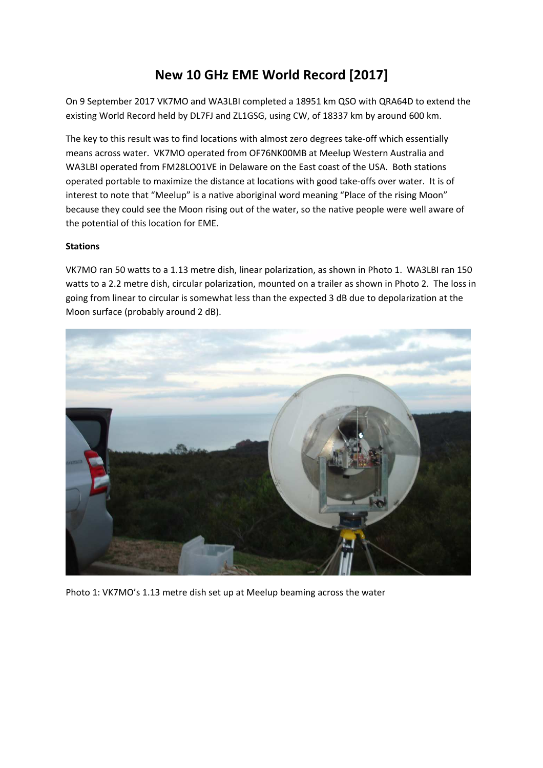# New 10 GHz EME World Record [2017]

On 9 September 2017 VK7MO and WA3LBI completed a 18951 km QSO with QRA64D to extend the existing World Record held by DL7FJ and ZL1GSG, using CW, of 18337 km by around 600 km.

The key to this result was to find locations with almost zero degrees take-off which essentially means across water. VK7MO operated from OF76NK00MB at Meelup Western Australia and WA3LBI operated from FM28LO01VE in Delaware on the East coast of the USA. Both stations operated portable to maximize the distance at locations with good take-offs over water. It is of interest to note that "Meelup" is a native aboriginal word meaning "Place of the rising Moon" because they could see the Moon rising out of the water, so the native people were well aware of the potential of this location for EME.

**Stations**

VK7MO ran 50 watts to a 1.13 metre dish, linear polarization, as shown in Photo 1. WA3LBI ran 150 watts to a 2.2 metre dish, circular polarization, mounted on a trailer as shown in Photo 2. The loss in going from linear to circular is somewhat less than the expected 3 dB due to depolarization at the Moon surface (probably around 2 dB).

Photo 1: VK7MO's 1.13 metre dish set up at Meelup beaming across the water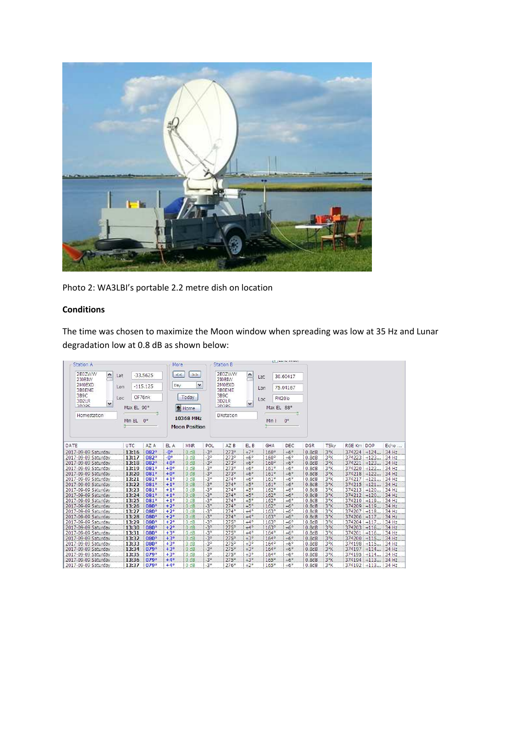Photo 2: WA3LBI's portable 2.2 metre dish on location

**Conditions**

The time was chosen to maximize the Moon window when spreading was low at 35 Hz and Lunar degradation low at 0.8 dB as shown below:

Station A: Lat -33.5625, Lon -115.125, Loc OF76nk, Max EL 90°, Min EL 0°, Homestation

10368 MHz Moon Position

Station B: Lat 30.60417, Lon 75.04167, Loc FM20lo, Max EL 88°, Min EL 0°, DXstation

| DATE | UTC | AZ A | EL A | MNR | POL | AZ B | EL B | GHA | DEC | DGR | TSky | RGE Km | DOP | Echo ... |
|---|---|---|---|---|---|---|---|---|---|---|---|---|---|---|
| 2017-09-09 Saturday | 13:16 | 082° | -0° | 0 dB | -3° | 273° | +7° | 160° | +6° | 0.8dB | 3°K | 374224 | +124... | 34 Hz |
| 2017-09-09 Saturday | 13:17 | 082° | -0° | 0 dB | -3° | 273° | +6° | 160° | +6° | 0.8dB | 3°K | 374223 | +123... | 34 Hz |
| 2017-09-09 Saturday | 13:18 | 082° | +0° | 0 dB | -3° | 273° | +6° | 160° | +6° | 0.8dB | 3°K | 374221 | +123... | 34 Hz |
| 2017-09-09 Saturday | 13:19 | 081° | +0° | 0 dB | -3° | 273° | +6° | 161° | +6° | 0.8dB | 3°K | 374220 | +122... | 34 Hz |
| 2017-09-09 Saturday | 13:20 | 081° | +0° | 0 dB | -3° | 273° | +6° | 161° | +6° | 0.8dB | 3°K | 374218 | +122... | 34 Hz |
| 2017-09-09 Saturday | 13:21 | 081° | +1° | 0 dB | -3° | 274° | +6° | 161° | +6° | 0.8dB | 3°K | 374217 | +121... | 34 Hz |
| 2017-09-09 Saturday | 13:22 | 081° | +1° | 0 dB | -3° | 274° | +5° | 161° | +6° | 0.8dB | 3°K | 374215 | +121... | 34 Hz |
| 2017-09-09 Saturday | 13:23 | 081° | +1° | 0 dB | -3° | 274° | +5° | 162° | +6° | 0.8dB | 3°K | 374213 | +120... | 34 Hz |
| 2017-09-09 Saturday | 13:24 | 081° | +1° | 0 dB | -3° | 274° | +5° | 162° | +6° | 0.8dB | 3°K | 374212 | +120... | 34 Hz |
| 2017-09-09 Saturday | 13:25 | 081° | +1° | 0 dB | -3° | 274° | +5° | 162° | +6° | 0.8dB | 3°K | 374210 | +119... | 34 Hz |
| 2017-09-09 Saturday | 13:26 | 080° | +2° | 0 dB | -3° | 274° | +5° | 162° | +6° | 0.8dB | 3°K | 374209 | +119... | 34 Hz |
| 2017-09-09 Saturday | 13:27 | 080° | +2° | 0 dB | -3° | 274° | +4° | 163° | +6° | 0.8dB | 3°K | 374207 | +118... | 34 Hz |
| 2017-09-09 Saturday | 13:28 | 080° | +2° | 0 dB | -3° | 274° | +4° | 163° | +6° | 0.8dB | 3°K | 374206 | +117... | 34 Hz |
| 2017-09-09 Saturday | 13:29 | 080° | +2° | 0 dB | -3° | 275° | +4° | 163° | +6° | 0.8dB | 3°K | 374204 | +117... | 34 Hz |
| 2017-09-09 Saturday | 13:30 | 080° | +2° | 0 dB | -3° | 275° | +4° | 163° | +6° | 0.8dB | 3°K | 374203 | +116... | 34 Hz |
| 2017-09-09 Saturday | 13:31 | 080° | +3° | 0 dB | -3° | 275° | +4° | 164° | +6° | 0.8dB | 3°K | 374201 | +116... | 34 Hz |
| 2017-09-09 Saturday | 13:32 | 080° | +3° | 0 dB | -3° | 275° | +3° | 164° | +6° | 0.8dB | 3°K | 374200 | +115... | 34 Hz |
| 2017-09-09 Saturday | 13:33 | 080° | +3° | 0 dB | -3° | 275° | +3° | 164° | +6° | 0.8dB | 3°K | 374198 | +115... | 34 Hz |
| 2017-09-09 Saturday | 13:34 | 079° | +3° | 0 dB | -3° | 275° | +3° | 164° | +6° | 0.8dB | 3°K | 374197 | +114... | 34 Hz |
| 2017-09-09 Saturday | 13:35 | 079° | +3° | 0 dB | -3° | 275° | +3° | 164° | +6° | 0.8dB | 3°K | 374195 | +114... | 34 Hz |
| 2017-09-09 Saturday | 13:36 | 079° | +4° | 0 dB | -3° | 275° | +3° | 165° | +6° | 0.8dB | 3°K | 374194 | +113... | 34 Hz |
| 2017-09-09 Saturday | 13:37 | 079° | +4° | 0 dB | -3° | 276° | +2° | 165° | +6° | 0.8dB | 3°K | 374192 | +113... | 34 Hz |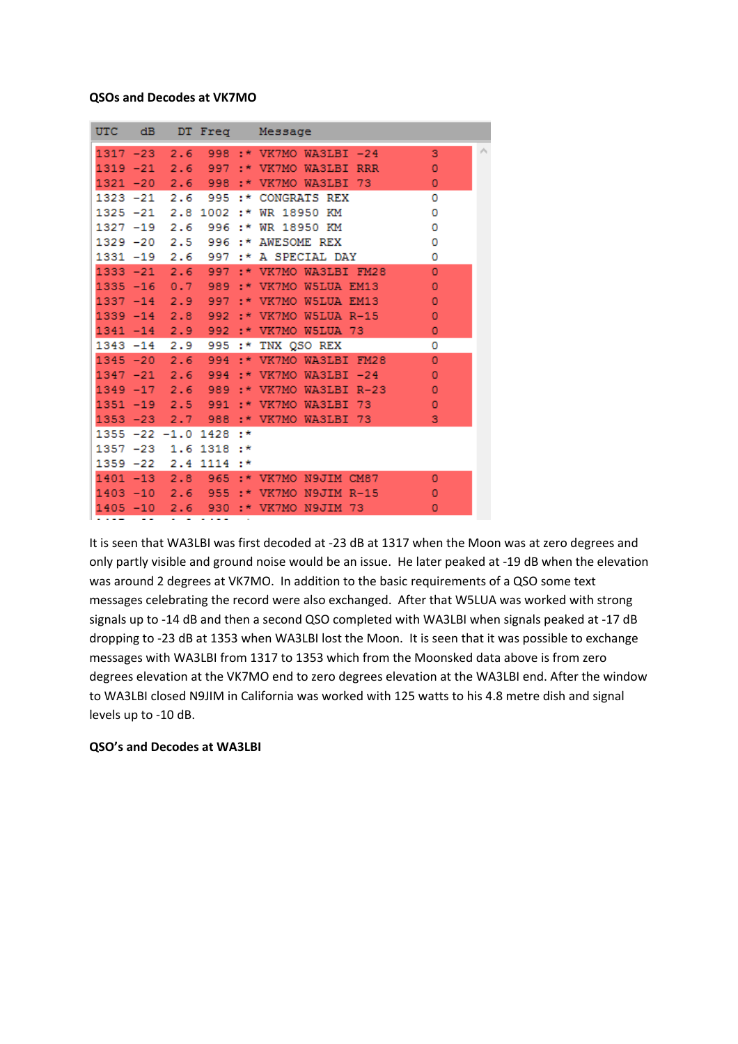**QSOs and Decodes at VK7MO**

| UTC | dB | DT | Freq | | Message | |
|---|---|---|---|---|---|---|
| 1317 | -23 | 2.6 | 998 | :* | VK7MO WA3LBI -24 | 3 |
| 1319 | -21 | 2.6 | 997 | :* | VK7MO WA3LBI RRR | 0 |
| 1321 | -20 | 2.6 | 998 | :* | VK7MO WA3LBI 73 | 0 |
| 1323 | -21 | 2.6 | 995 | :* | CONGRATS REX | 0 |
| 1325 | -21 | 2.8 | 1002 | :* | WR 18950 KM | 0 |
| 1327 | -19 | 2.6 | 996 | :* | WR 18950 KM | 0 |
| 1329 | -20 | 2.5 | 996 | :* | AWESOME REX | 0 |
| 1331 | -19 | 2.6 | 997 | :* | A SPECIAL DAY | 0 |
| 1333 | -21 | 2.6 | 997 | :* | VK7MO WA3LBI FM28 | 0 |
| 1335 | -16 | 0.7 | 989 | :* | VK7MO W5LUA EM13 | 0 |
| 1337 | -14 | 2.9 | 997 | :* | VK7MO W5LUA EM13 | 0 |
| 1339 | -14 | 2.8 | 992 | :* | VK7MO W5LUA R-15 | 0 |
| 1341 | -14 | 2.9 | 992 | :* | VK7MO W5LUA 73 | 0 |
| 1343 | -14 | 2.9 | 995 | :* | TNX QSO REX | 0 |
| 1345 | -20 | 2.6 | 994 | :* | VK7MO WA3LBI FM28 | 0 |
| 1347 | -21 | 2.6 | 994 | :* | VK7MO WA3LBI -24 | 0 |
| 1349 | -17 | 2.6 | 989 | :* | VK7MO WA3LBI R-23 | 0 |
| 1351 | -19 | 2.5 | 991 | :* | VK7MO WA3LBI 73 | 0 |
| 1353 | -23 | 2.7 | 988 | :* | VK7MO WA3LBI 73 | 3 |
| 1355 | -22 | -1.0 | 1428 | :* | | |
| 1357 | -23 | 1.6 | 1318 | :* | | |
| 1359 | -22 | 2.4 | 1114 | :* | | |
| 1401 | -13 | 2.8 | 965 | :* | VK7MO N9JIM CM87 | 0 |
| 1403 | -10 | 2.6 | 955 | :* | VK7MO N9JIM R-15 | 0 |
| 1405 | -10 | 2.6 | 930 | :* | VK7MO N9JIM 73 | 0 |

It is seen that WA3LBI was first decoded at -23 dB at 1317 when the Moon was at zero degrees and only partly visible and ground noise would be an issue. He later peaked at -19 dB when the elevation was around 2 degrees at VK7MO. In addition to the basic requirements of a QSO some text messages celebrating the record were also exchanged. After that W5LUA was worked with strong signals up to -14 dB and then a second QSO completed with WA3LBI when signals peaked at -17 dB dropping to -23 dB at 1353 when WA3LBI lost the Moon. It is seen that it was possible to exchange messages with WA3LBI from 1317 to 1353 which from the Moonsked data above is from zero degrees elevation at the VK7MO end to zero degrees elevation at the WA3LBI end. After the window to WA3LBI closed N9JIM in California was worked with 125 watts to his 4.8 metre dish and signal levels up to -10 dB.

**QSO's and Decodes at WA3LBI**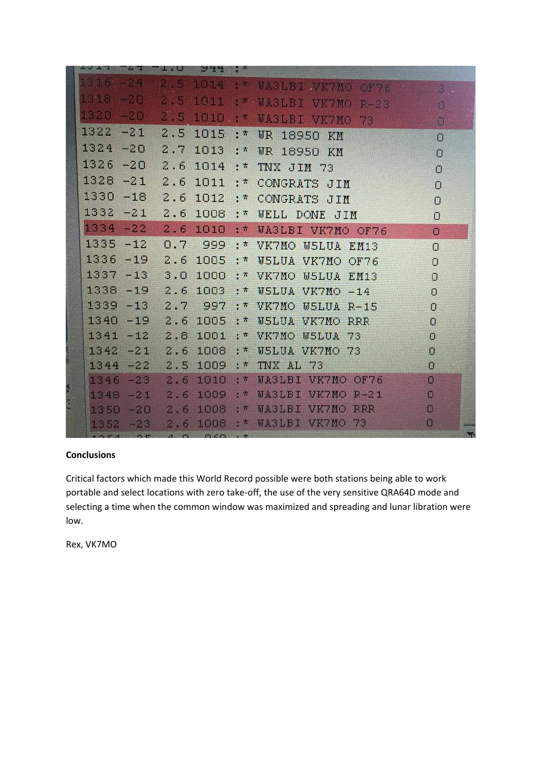| | | | | | | |
|---|---|---|---|---|---|---|
| 1316 | -24 | 2.5 | 1014 | :* | WA3LBI VK7MO OF76 | 3 |
| 1318 | -20 | 2.5 | 1011 | :* | WA3LBI VK7MO R-23 | 0 |
| 1320 | -20 | 2.5 | 1010 | :* | WA3LBI VK7MO 73 | 0 |
| 1322 | -21 | 2.5 | 1015 | :* | WR 18950 KM | 0 |
| 1324 | -20 | 2.7 | 1013 | :* | WR 18950 KM | 0 |
| 1326 | -20 | 2.6 | 1014 | :* | TNX JIM 73 | 0 |
| 1328 | -21 | 2.6 | 1011 | :* | CONGRATS JIM | 0 |
| 1330 | -18 | 2.6 | 1012 | :* | CONGRATS JIM | 0 |
| 1332 | -21 | 2.6 | 1008 | :* | WELL DONE JIM | 0 |
| 1334 | -22 | 2.6 | 1010 | :* | WA3LBI VK7MO OF76 | 0 |
| 1335 | -12 | 0.7 | 999 | :* | VK7MO W5LUA EM13 | 0 |
| 1336 | -19 | 2.6 | 1005 | :* | W5LUA VK7MO OF76 | 0 |
| 1337 | -13 | 3.0 | 1000 | :* | VK7MO W5LUA EM13 | 0 |
| 1338 | -19 | 2.6 | 1003 | :* | W5LUA VK7MO -14 | 0 |
| 1339 | -13 | 2.7 | 997 | :* | VK7MO W5LUA R-15 | 0 |
| 1340 | -19 | 2.6 | 1005 | :* | W5LUA VK7MO RRR | 0 |
| 1341 | -12 | 2.8 | 1001 | :* | VK7MO W5LUA 73 | 0 |
| 1342 | -21 | 2.6 | 1008 | :* | W5LUA VK7MO 73 | 0 |
| 1344 | -22 | 2.5 | 1009 | :* | TNX AL 73 | 0 |
| 1346 | -23 | 2.6 | 1010 | :* | WA3LBI VK7MO OF76 | 0 |
| 1348 | -21 | 2.6 | 1009 | :* | WA3LBI VK7MO R-21 | 0 |
| 1350 | -20 | 2.6 | 1008 | :* | WA3LBI VK7MO RRR | 0 |
| 1352 | -23 | 2.6 | 1008 | :* | WA3LBI VK7MO 73 | 0 |

**Conclusions**

Critical factors which made this World Record possible were both stations being able to work portable and select locations with zero take-off, the use of the very sensitive QRA64D mode and selecting a time when the common window was maximized and spreading and lunar libration were low.

Rex, VK7MO